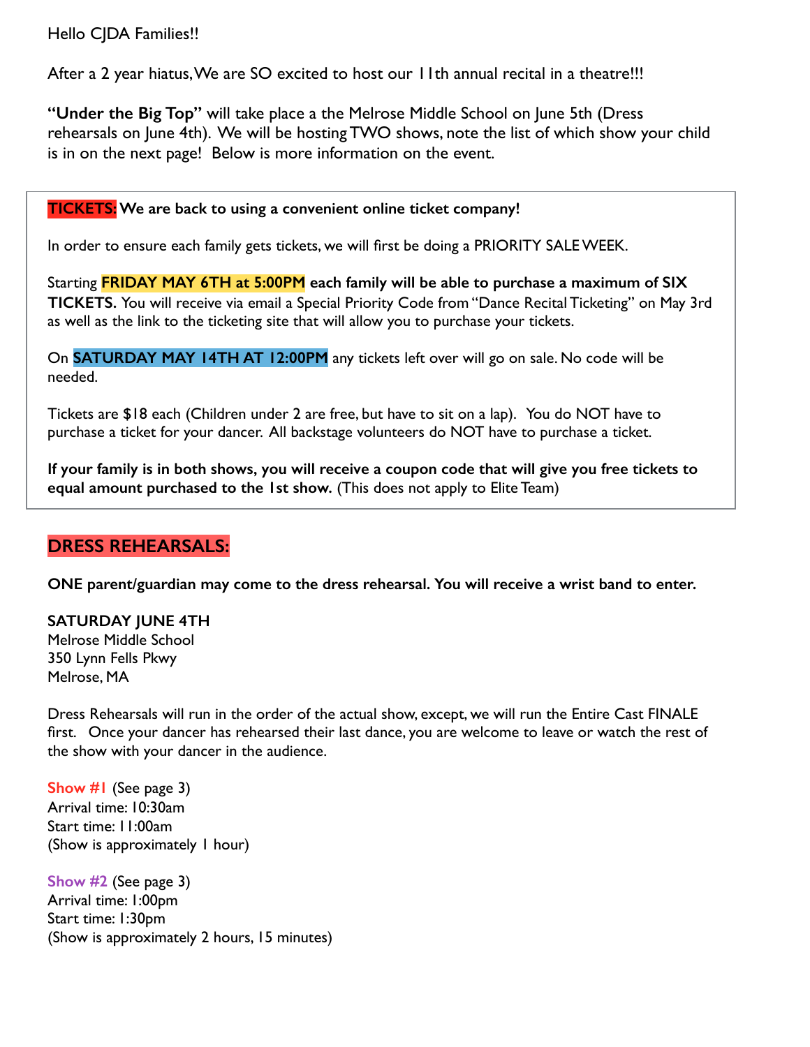Hello CJDA Families!!

After a 2 year hiatus, We are SO excited to host our 11th annual recital in a theatre!!!

**"Under the Big Top"** will take place a the Melrose Middle School on June 5th (Dress rehearsals on June 4th). We will be hosting TWO shows, note the list of which show your child is in on the next page! Below is more information on the event.

**TICKETS: We are back to using a convenient online ticket company!**

In order to ensure each family gets tickets, we will first be doing a PRIORITY SALE WEEK.

Starting **FRIDAY MAY 6TH at 5:00PM each family will be able to purchase a maximum of SIX TICKETS.** You will receive via email a Special Priority Code from "Dance Recital Ticketing" on May 3rd as well as the link to the ticketing site that will allow you to purchase your tickets.

On **SATURDAY MAY 14TH AT 12:00PM** any tickets left over will go on sale. No code will be needed.

Tickets are $18 each (Children under 2 are free, but have to sit on a lap). You do NOT have to purchase a ticket for your dancer. All backstage volunteers do NOT have to purchase a ticket.

**If your family is in both shows, you will receive a coupon code that will give you free tickets to equal amount purchased to the 1st show.** (This does not apply to Elite Team)

## DRESS REHEARSALS:

**ONE parent/guardian may come to the dress rehearsal. You will receive a wrist band to enter.**

**SATURDAY JUNE 4TH**
Melrose Middle School
350 Lynn Fells Pkwy
Melrose, MA

Dress Rehearsals will run in the order of the actual show, except, we will run the Entire Cast FINALE first. Once your dancer has rehearsed their last dance, you are welcome to leave or watch the rest of the show with your dancer in the audience.

Show #1 (See page 3)
Arrival time: 10:30am
Start time: 11:00am
(Show is approximately 1 hour)

Show #2 (See page 3)
Arrival time: 1:00pm
Start time: 1:30pm
(Show is approximately 2 hours, 15 minutes)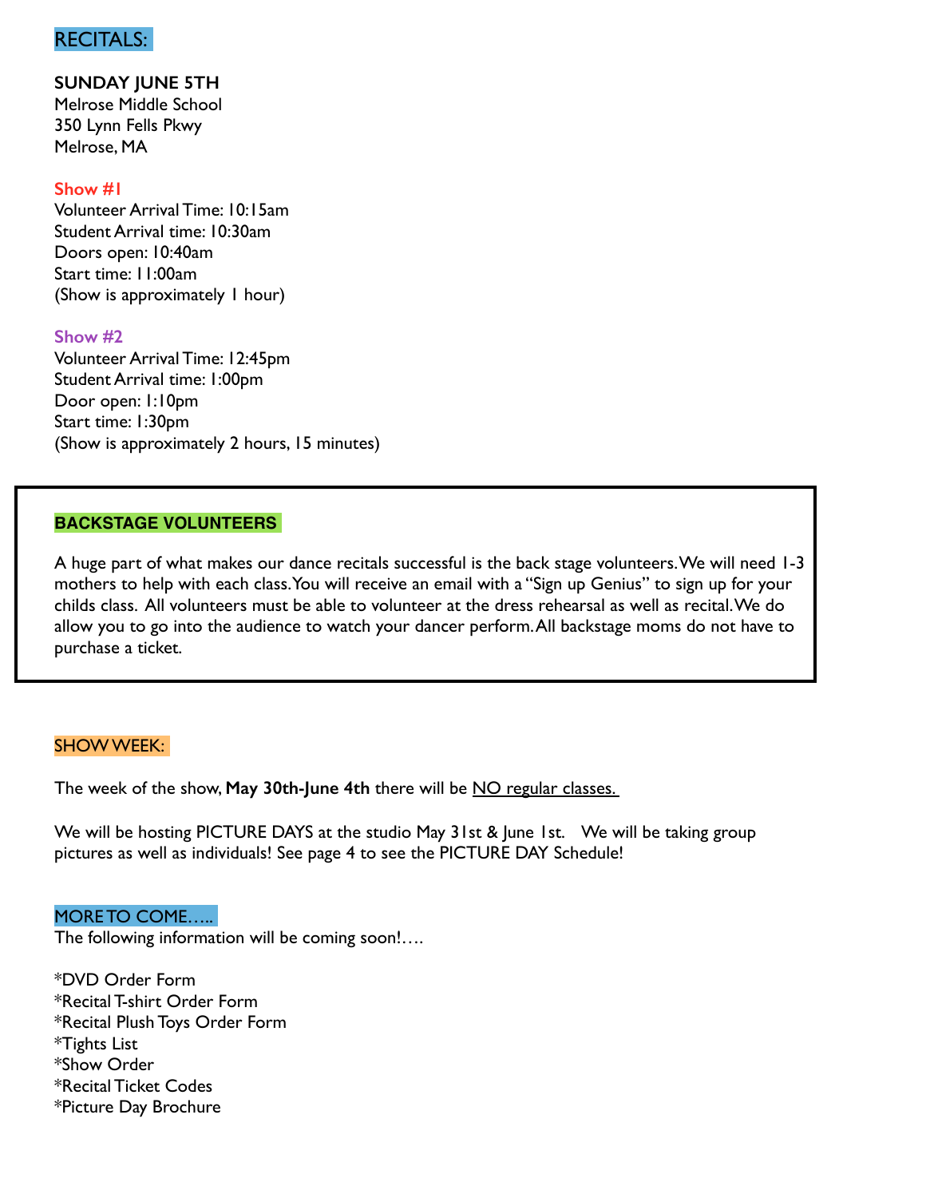## RECITALS:

**SUNDAY JUNE 5TH**
Melrose Middle School
350 Lynn Fells Pkwy
Melrose, MA

### Show #1

Volunteer Arrival Time: 10:15am
Student Arrival time: 10:30am
Doors open: 10:40am
Start time: 11:00am
(Show is approximately 1 hour)

### Show #2

Volunteer Arrival Time: 12:45pm
Student Arrival time: 1:00pm
Door open: 1:10pm
Start time: 1:30pm
(Show is approximately 2 hours, 15 minutes)

## BACKSTAGE VOLUNTEERS

A huge part of what makes our dance recitals successful is the back stage volunteers. We will need 1-3 mothers to help with each class. You will receive an email with a "Sign up Genius" to sign up for your childs class. All volunteers must be able to volunteer at the dress rehearsal as well as recital. We do allow you to go into the audience to watch your dancer perform. All backstage moms do not have to purchase a ticket.

## SHOW WEEK:

The week of the show, **May 30th-June 4th** there will be NO regular classes.

We will be hosting PICTURE DAYS at the studio May 31st & June 1st. We will be taking group pictures as well as individuals! See page 4 to see the PICTURE DAY Schedule!

## MORE TO COME…..

The following information will be coming soon!….

*DVD Order Form
*Recital T-shirt Order Form
*Recital Plush Toys Order Form
*Tights List
*Show Order
*Recital Ticket Codes
*Picture Day Brochure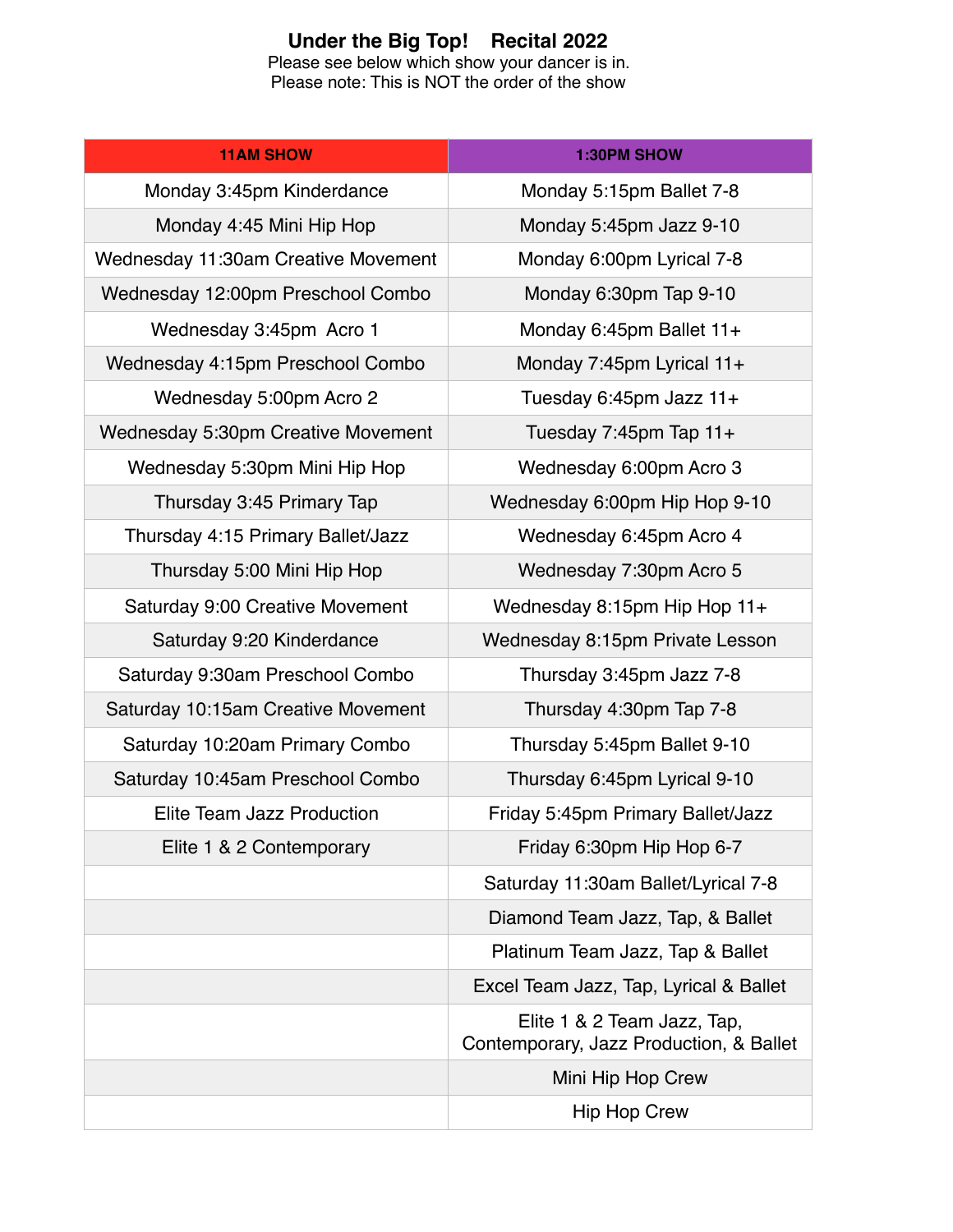# Under the Big Top!    Recital 2022

Please see below which show your dancer is in.
Please note: This is NOT the order of the show

| 11AM SHOW | 1:30PM SHOW |
|---|---|
| Monday 3:45pm Kinderdance | Monday 5:15pm Ballet 7-8 |
| Monday 4:45 Mini Hip Hop | Monday 5:45pm Jazz 9-10 |
| Wednesday 11:30am Creative Movement | Monday 6:00pm Lyrical 7-8 |
| Wednesday 12:00pm Preschool Combo | Monday 6:30pm Tap 9-10 |
| Wednesday 3:45pm  Acro 1 | Monday 6:45pm Ballet 11+ |
| Wednesday 4:15pm Preschool Combo | Monday 7:45pm Lyrical 11+ |
| Wednesday 5:00pm Acro 2 | Tuesday 6:45pm Jazz 11+ |
| Wednesday 5:30pm Creative Movement | Tuesday 7:45pm Tap 11+ |
| Wednesday 5:30pm Mini Hip Hop | Wednesday 6:00pm Acro 3 |
| Thursday 3:45 Primary Tap | Wednesday 6:00pm Hip Hop 9-10 |
| Thursday 4:15 Primary Ballet/Jazz | Wednesday 6:45pm Acro 4 |
| Thursday 5:00 Mini Hip Hop | Wednesday 7:30pm Acro 5 |
| Saturday 9:00 Creative Movement | Wednesday 8:15pm Hip Hop 11+ |
| Saturday 9:20 Kinderdance | Wednesday 8:15pm Private Lesson |
| Saturday 9:30am Preschool Combo | Thursday 3:45pm Jazz 7-8 |
| Saturday 10:15am Creative Movement | Thursday 4:30pm Tap 7-8 |
| Saturday 10:20am Primary Combo | Thursday 5:45pm Ballet 9-10 |
| Saturday 10:45am Preschool Combo | Thursday 6:45pm Lyrical 9-10 |
| Elite Team Jazz Production | Friday 5:45pm Primary Ballet/Jazz |
| Elite 1 & 2 Contemporary | Friday 6:30pm Hip Hop 6-7 |
| | Saturday 11:30am Ballet/Lyrical 7-8 |
| | Diamond Team Jazz, Tap, & Ballet |
| | Platinum Team Jazz, Tap & Ballet |
| | Excel Team Jazz, Tap, Lyrical & Ballet |
| | Elite 1 & 2 Team Jazz, Tap, Contemporary, Jazz Production, & Ballet |
| | Mini Hip Hop Crew |
| | Hip Hop Crew |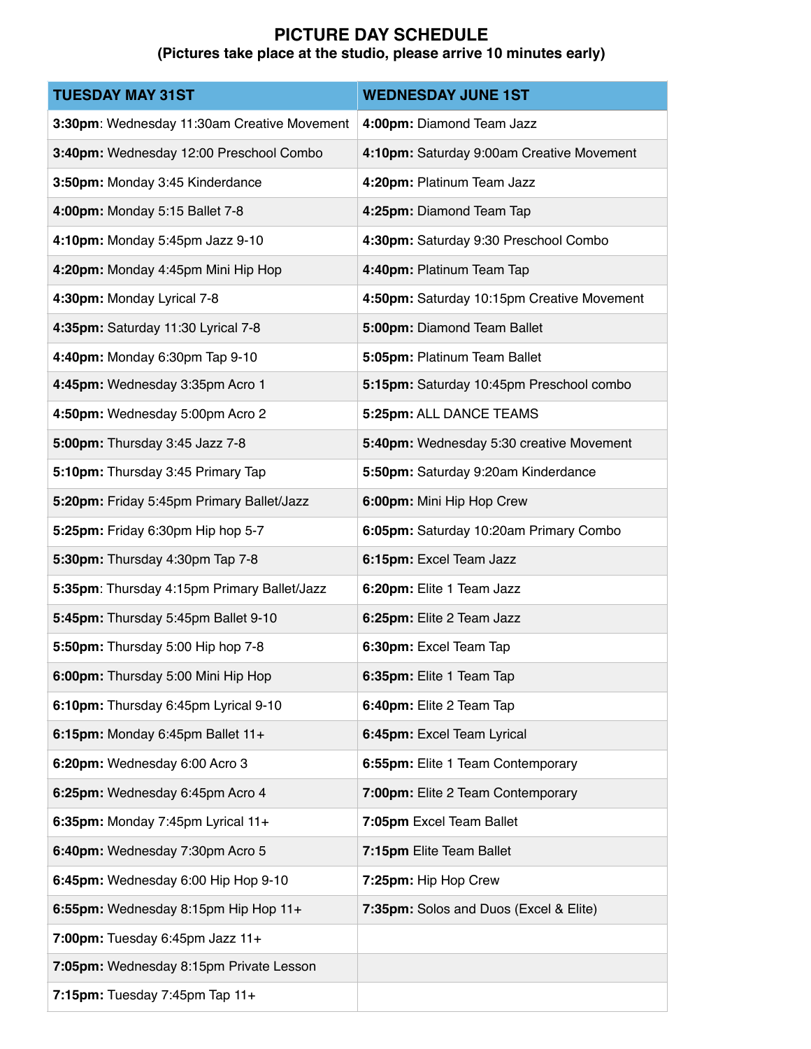# PICTURE DAY SCHEDULE

**(Pictures take place at the studio, please arrive 10 minutes early)**

| TUESDAY MAY 31ST | WEDNESDAY JUNE 1ST |
|---|---|
| **3:30pm**: Wednesday 11:30am Creative Movement | **4:00pm:** Diamond Team Jazz |
| **3:40pm:** Wednesday 12:00 Preschool Combo | **4:10pm:** Saturday 9:00am Creative Movement |
| **3:50pm:** Monday 3:45 Kinderdance | **4:20pm:** Platinum Team Jazz |
| **4:00pm:** Monday 5:15 Ballet 7-8 | **4:25pm:** Diamond Team Tap |
| **4:10pm:** Monday 5:45pm Jazz 9-10 | **4:30pm:** Saturday 9:30 Preschool Combo |
| **4:20pm:** Monday 4:45pm Mini Hip Hop | **4:40pm:** Platinum Team Tap |
| **4:30pm:** Monday Lyrical 7-8 | **4:50pm:** Saturday 10:15pm Creative Movement |
| **4:35pm:** Saturday 11:30 Lyrical 7-8 | **5:00pm:** Diamond Team Ballet |
| **4:40pm:** Monday 6:30pm Tap 9-10 | **5:05pm:** Platinum Team Ballet |
| **4:45pm:** Wednesday 3:35pm Acro 1 | **5:15pm:** Saturday 10:45pm Preschool combo |
| **4:50pm:** Wednesday 5:00pm Acro 2 | **5:25pm:** ALL DANCE TEAMS |
| **5:00pm:** Thursday 3:45 Jazz 7-8 | **5:40pm:** Wednesday 5:30 creative Movement |
| **5:10pm:** Thursday 3:45 Primary Tap | **5:50pm:** Saturday 9:20am Kinderdance |
| **5:20pm:** Friday 5:45pm Primary Ballet/Jazz | **6:00pm:** Mini Hip Hop Crew |
| **5:25pm:** Friday 6:30pm Hip hop 5-7 | **6:05pm:** Saturday 10:20am Primary Combo |
| **5:30pm:** Thursday 4:30pm Tap 7-8 | **6:15pm:** Excel Team Jazz |
| **5:35pm**: Thursday 4:15pm Primary Ballet/Jazz | **6:20pm:** Elite 1 Team Jazz |
| **5:45pm:** Thursday 5:45pm Ballet 9-10 | **6:25pm:** Elite 2 Team Jazz |
| **5:50pm:** Thursday 5:00 Hip hop 7-8 | **6:30pm:** Excel Team Tap |
| **6:00pm:** Thursday 5:00 Mini Hip Hop | **6:35pm:** Elite 1 Team Tap |
| **6:10pm:** Thursday 6:45pm Lyrical 9-10 | **6:40pm:** Elite 2 Team Tap |
| **6:15pm:** Monday 6:45pm Ballet 11+ | **6:45pm:** Excel Team Lyrical |
| **6:20pm:** Wednesday 6:00 Acro 3 | **6:55pm:** Elite 1 Team Contemporary |
| **6:25pm:** Wednesday 6:45pm Acro 4 | **7:00pm:** Elite 2 Team Contemporary |
| **6:35pm:** Monday 7:45pm Lyrical 11+ | **7:05pm** Excel Team Ballet |
| **6:40pm:** Wednesday 7:30pm Acro 5 | **7:15pm** Elite Team Ballet |
| **6:45pm:** Wednesday 6:00 Hip Hop 9-10 | **7:25pm:** Hip Hop Crew |
| **6:55pm:** Wednesday 8:15pm Hip Hop 11+ | **7:35pm:** Solos and Duos (Excel & Elite) |
| **7:00pm:** Tuesday 6:45pm Jazz 11+ | |
| **7:05pm:** Wednesday 8:15pm Private Lesson | |
| **7:15pm:** Tuesday 7:45pm Tap 11+ | |